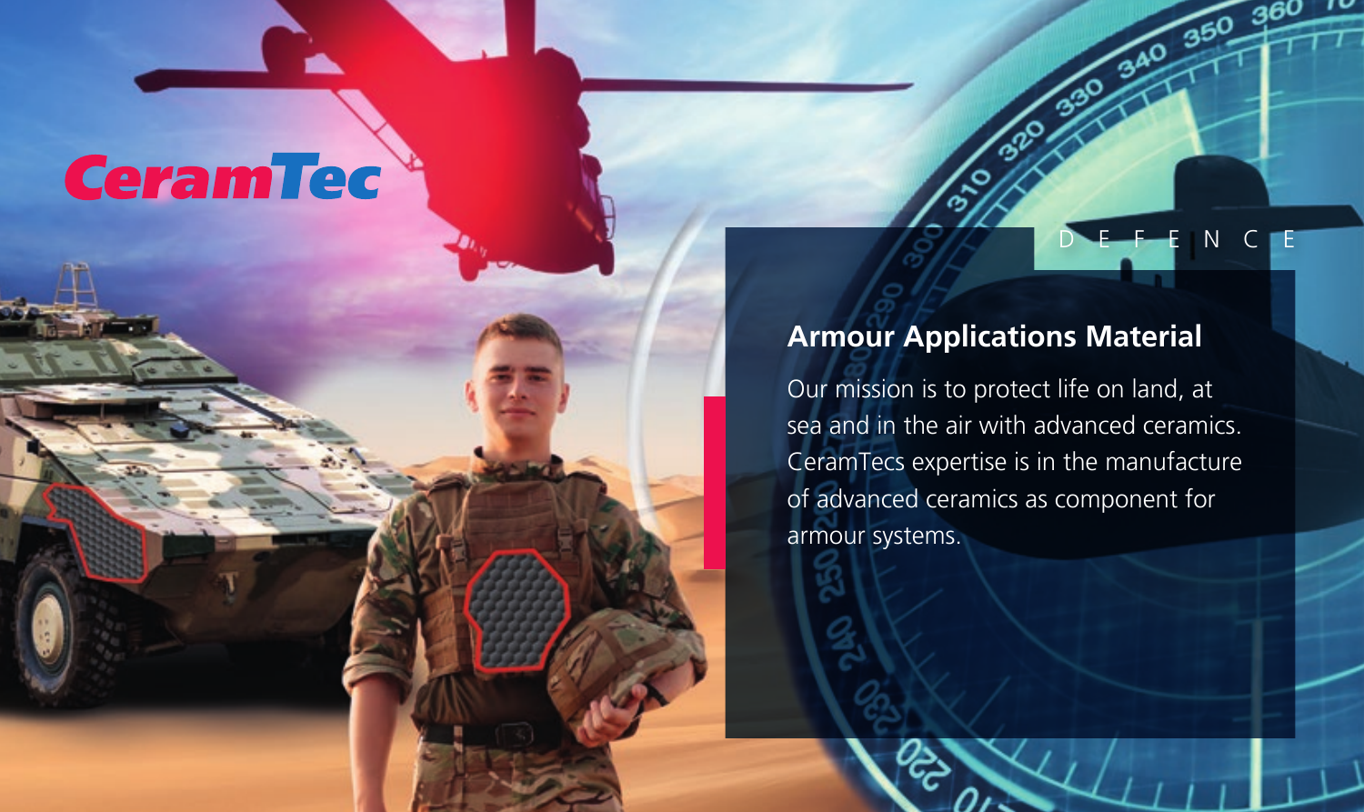CeramTec

DEFENCE

## Armour Applications Material

Our mission is to protect life on land, at sea and in the air with advanced ceramics. CeramTecs expertise is in the manufacture of advanced ceramics as component for armour systems.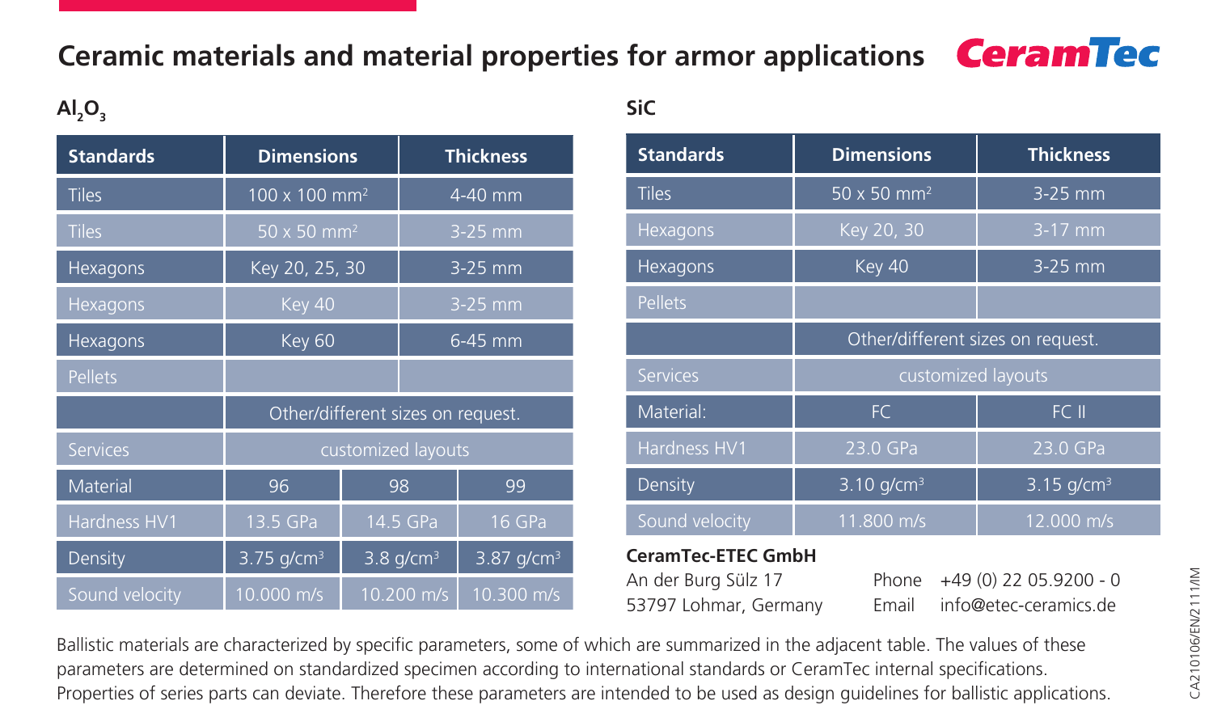# Ceramic materials and material properties for armor applications

CeramTec

## $Al_2O_3$

| Standards | Dimensions | | Thickness |
|---|---|---|---|
| Tiles | 100 x 100 mm² | | 4-40 mm |
| Tiles | 50 x 50 mm² | | 3-25 mm |
| Hexagons | Key 20, 25, 30 | | 3-25 mm |
| Hexagons | Key 40 | | 3-25 mm |
| Hexagons | Key 60 | | 6-45 mm |
| Pellets | | | |
| | Other/different sizes on request. | | |
| Services | customized layouts | | |
| Material | 96 | 98 | 99 |
| Hardness HV1 | 13.5 GPa | 14.5 GPa | 16 GPa |
| Density | 3.75 g/cm³ | 3.8 g/cm³ | 3.87 g/cm³ |
| Sound velocity | 10.000 m/s | 10.200 m/s | 10.300 m/s |

## SiC

| Standards | Dimensions | Thickness |
|---|---|---|
| Tiles | 50 x 50 mm² | 3-25 mm |
| Hexagons | Key 20, 30 | 3-17 mm |
| Hexagons | Key 40 | 3-25 mm |
| Pellets | | |
| | Other/different sizes on request. | |
| Services | customized layouts | |
| Material: | FC | FC II |
| Hardness HV1 | 23.0 GPa | 23.0 GPa |
| Density | 3.10 g/cm³ | 3.15 g/cm³ |
| Sound velocity | 11.800 m/s | 12.000 m/s |

**CeramTec-ETEC GmbH**
An der Burg Sülz 17
53797 Lohmar, Germany

Phone +49 (0) 22 05.9200 - 0
Email info@etec-ceramics.de

Ballistic materials are characterized by specific parameters, some of which are summarized in the adjacent table. The values of these parameters are determined on standardized specimen according to international standards or CeramTec internal specifications. Properties of series parts can deviate. Therefore these parameters are intended to be used as design guidelines for ballistic applications.

CA210106/EN/2111/IM